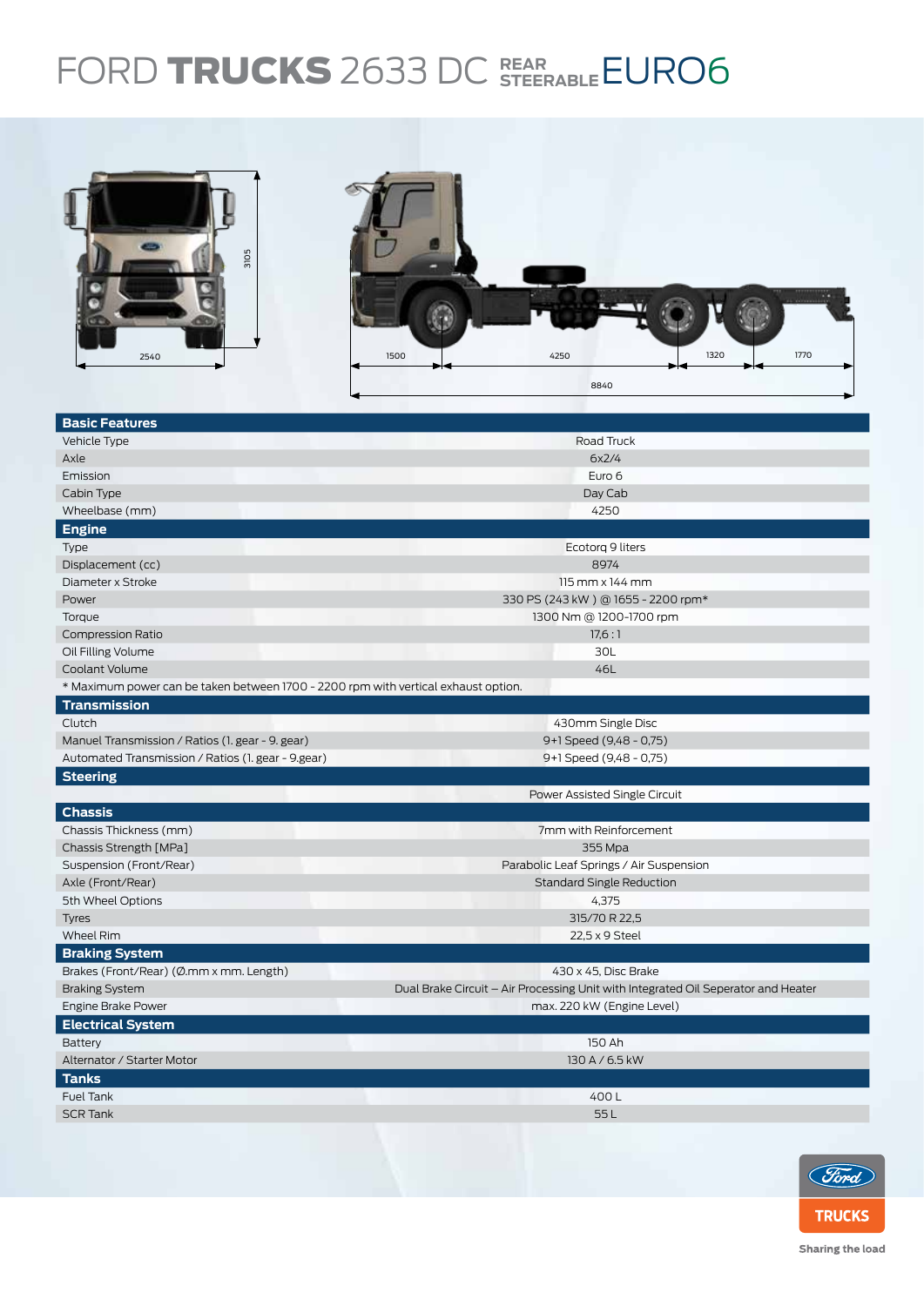# FORD TRUCKS 2633 DC REAR STEERABLE EURO6

2540 3105 1500 4250 1320 1770 8840

| Basic Features | |
|---|---|
| Vehicle Type | Road Truck |
| Axle | 6x2/4 |
| Emission | Euro 6 |
| Cabin Type | Day Cab |
| Wheelbase (mm) | 4250 |
| **Engine** | |
| Type | Ecotorq 9 liters |
| Displacement (cc) | 8974 |
| Diameter x Stroke | 115 mm x 144 mm |
| Power | 330 PS (243 kW ) @ 1655 - 2200 rpm* |
| Torque | 1300 Nm @ 1200-1700 rpm |
| Compression Ratio | 17,6 : 1 |
| Oil Filling Volume | 30L |
| Coolant Volume | 46L |
| * Maximum power can be taken between 1700 - 2200 rpm with vertical exhaust option. | |
| **Transmission** | |
| Clutch | 430mm Single Disc |
| Manuel Transmission / Ratios (1. gear - 9. gear) | 9+1 Speed (9,48 - 0,75) |
| Automated Transmission / Ratios (1. gear - 9.gear) | 9+1 Speed (9,48 - 0,75) |
| **Steering** | |
| | Power Assisted Single Circuit |
| **Chassis** | |
| Chassis Thickness (mm) | 7mm with Reinforcement |
| Chassis Strength [MPa] | 355 Mpa |
| Suspension (Front/Rear) | Parabolic Leaf Springs / Air Suspension |
| Axle (Front/Rear) | Standard Single Reduction |
| 5th Wheel Options | 4,375 |
| Tyres | 315/70 R 22,5 |
| Wheel Rim | 22,5 x 9 Steel |
| **Braking System** | |
| Brakes (Front/Rear) (Ø.mm x mm. Length) | 430 x 45, Disc Brake |
| Braking System | Dual Brake Circuit – Air Processing Unit with Integrated Oil Seperator and Heater |
| Engine Brake Power | max. 220 kW (Engine Level) |
| **Electrical System** | |
| Battery | 150 Ah |
| Alternator / Starter Motor | 130 A / 6.5 kW |
| **Tanks** | |
| Fuel Tank | 400 L |
| SCR Tank | 55 L |

Ford TRUCKS

Sharing the load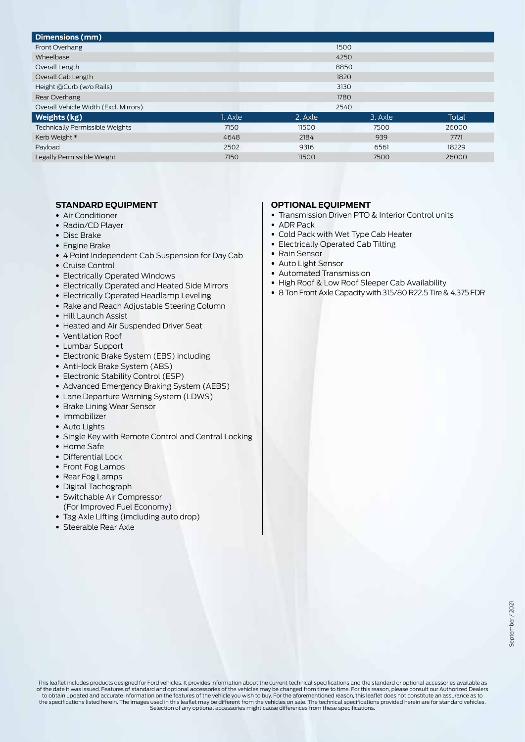| Dimensions (mm) | |
|---|---|
| Front Overhang | 1500 |
| Wheelbase | 4250 |
| Overall Length | 8850 |
| Overall Cab Length | 1820 |
| Height @Curb (w/o Rails) | 3130 |
| Rear Overhang | 1780 |
| Overall Vehicle Width (Excl. Mirrors) | 2540 |

| Weights (kg) | 1. Axle | 2. Axle | 3. Axle | Total |
|---|---|---|---|---|
| Technically Permissible Weights | 7150 | 11500 | 7500 | 26000 |
| Kerb Weight * | 4648 | 2184 | 939 | 7771 |
| Payload | 2502 | 9316 | 6561 | 18229 |
| Legally Permissible Weight | 7150 | 11500 | 7500 | 26000 |

## STANDARD EQUIPMENT

- Air Conditioner
- Radio/CD Player
- Disc Brake
- Engine Brake
- 4 Point Independent Cab Suspension for Day Cab
- Cruise Control
- Electrically Operated Windows
- Electrically Operated and Heated Side Mirrors
- Electrically Operated Headlamp Leveling
- Rake and Reach Adjustable Steering Column
- Hill Launch Assist
- Heated and Air Suspended Driver Seat
- Ventilation Roof
- Lumbar Support
- Electronic Brake System (EBS) including
- Anti-lock Brake System (ABS)
- Electronic Stability Control (ESP)
- Advanced Emergency Braking System (AEBS)
- Lane Departure Warning System (LDWS)
- Brake Lining Wear Sensor
- Immobilizer
- Auto Lights
- Single Key with Remote Control and Central Locking
- Home Safe
- Differential Lock
- Front Fog Lamps
- Rear Fog Lamps
- Digital Tachograph
- Switchable Air Compressor (For Improved Fuel Economy)
- Tag Axle Lifting (imcluding auto drop)
- Steerable Rear Axle

## OPTIONAL EQUIPMENT

- Transmission Driven PTO & Interior Control units
- ADR Pack
- Cold Pack with Wet Type Cab Heater
- Electrically Operated Cab Tilting
- Rain Sensor
- Auto Light Sensor
- Automated Transmission
- High Roof & Low Roof Sleeper Cab Availability
- 8 Ton Front Axle Capacity with 315/80 R22.5 Tire & 4,375 FDR

September / 2021

This leaflet includes products designed for Ford vehicles. It provides information about the current technical specifications and the standard or optional accessories available as of the date it was issued. Features of standard and optional accessories of the vehicles may be changed from time to time. For this reason, please consult our Authorized Dealers to obtain updated and accurate information on the features of the vehicle you wish to buy. For the aforementioned reason, this leaflet does not constitute an assurance as to the specifications listed herein. The images used in this leaflet may be different from the vehicles on sale. The technical specifications provided herein are for standard vehicles. Selection of any optional accessories might cause differences from these specifications.